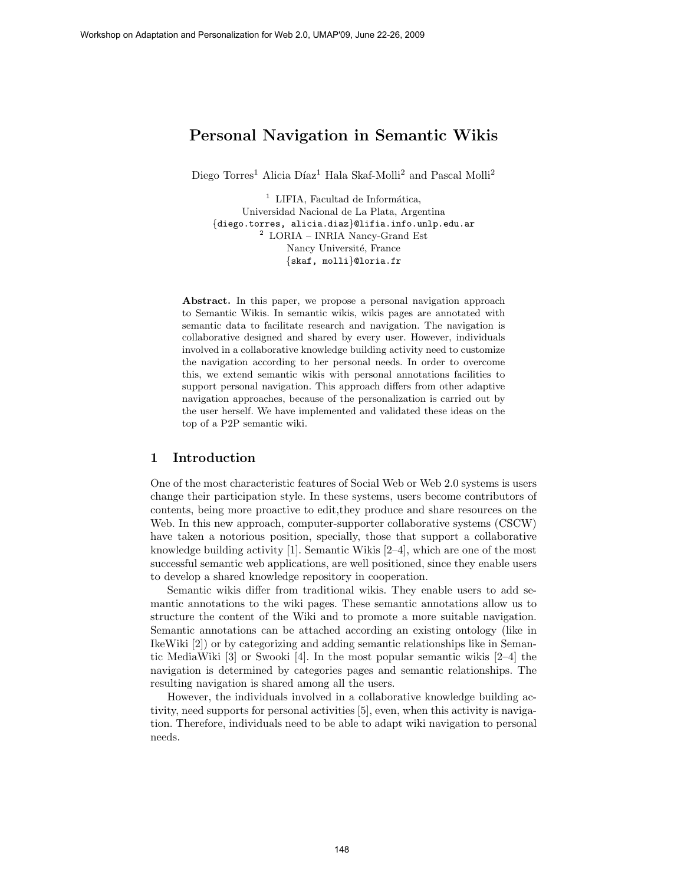# Personal Navigation in Semantic Wikis

Diego Torres[1] Alicia Díaz[1] Hala Skaf-Molli[2] and Pascal Molli[2]

[1] LIFIA, Facultad de Informática,
Universidad Nacional de La Plata, Argentina
{diego.torres, alicia.diaz}@lifia.info.unlp.edu.ar
[2] LORIA – INRIA Nancy-Grand Est
Nancy Université, France
{skaf, molli}@loria.fr

**Abstract.** In this paper, we propose a personal navigation approach to Semantic Wikis. In semantic wikis, wikis pages are annotated with semantic data to facilitate research and navigation. The navigation is collaborative designed and shared by every user. However, individuals involved in a collaborative knowledge building activity need to customize the navigation according to her personal needs. In order to overcome this, we extend semantic wikis with personal annotations facilities to support personal navigation. This approach differs from other adaptive navigation approaches, because of the personalization is carried out by the user herself. We have implemented and validated these ideas on the top of a P2P semantic wiki.

## 1 Introduction

One of the most characteristic features of Social Web or Web 2.0 systems is users change their participation style. In these systems, users become contributors of contents, being more proactive to edit,they produce and share resources on the Web. In this new approach, computer-supporter collaborative systems (CSCW) have taken a notorious position, specially, those that support a collaborative knowledge building activity [1]. Semantic Wikis [2–4], which are one of the most successful semantic web applications, are well positioned, since they enable users to develop a shared knowledge repository in cooperation.

Semantic wikis differ from traditional wikis. They enable users to add semantic annotations to the wiki pages. These semantic annotations allow us to structure the content of the Wiki and to promote a more suitable navigation. Semantic annotations can be attached according an existing ontology (like in IkeWiki [2]) or by categorizing and adding semantic relationships like in Semantic MediaWiki [3] or Swooki [4]. In the most popular semantic wikis [2–4] the navigation is determined by categories pages and semantic relationships. The resulting navigation is shared among all the users.

However, the individuals involved in a collaborative knowledge building activity, need supports for personal activities [5], even, when this activity is navigation. Therefore, individuals need to be able to adapt wiki navigation to personal needs.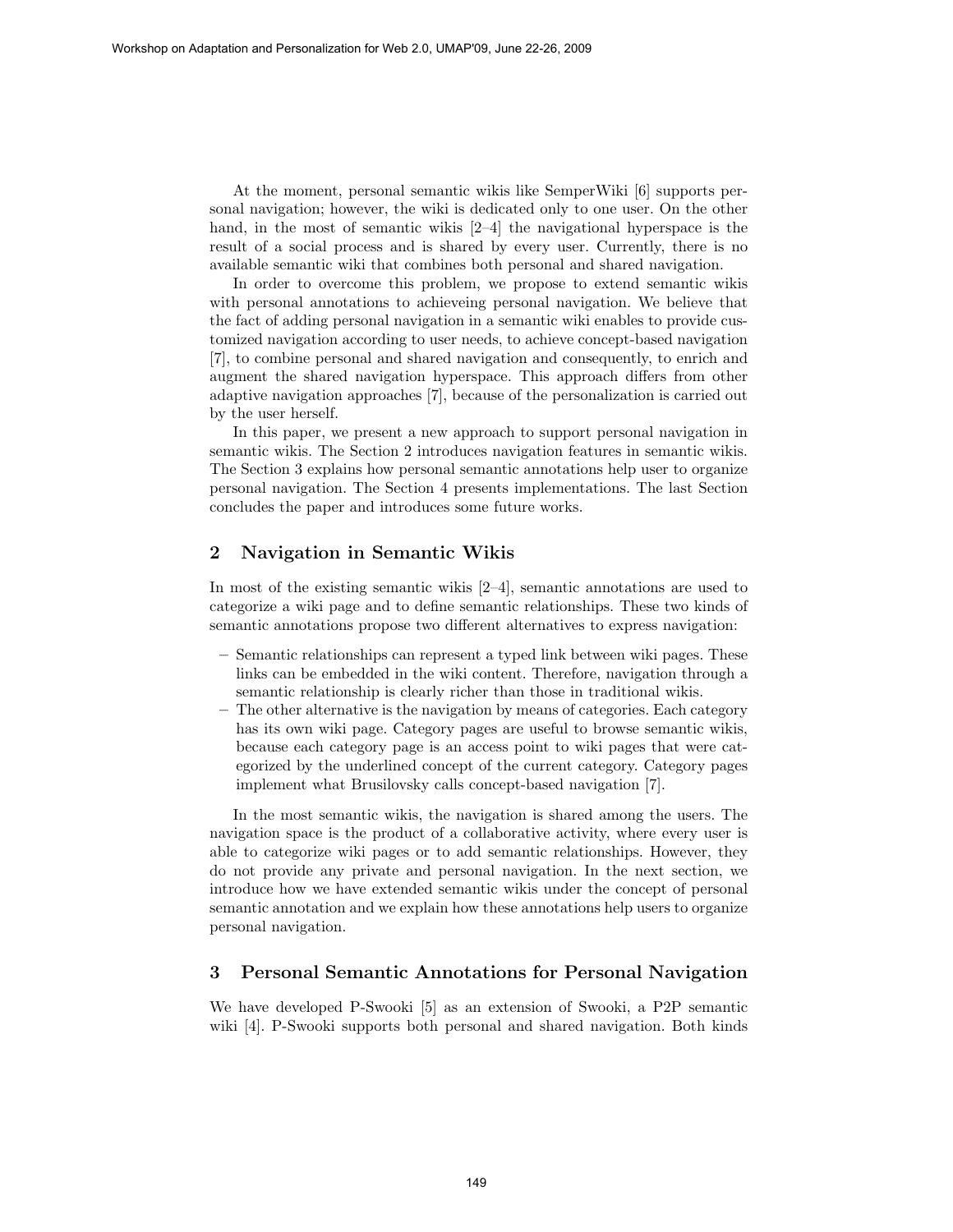At the moment, personal semantic wikis like SemperWiki [6] supports personal navigation; however, the wiki is dedicated only to one user. On the other hand, in the most of semantic wikis [2–4] the navigational hyperspace is the result of a social process and is shared by every user. Currently, there is no available semantic wiki that combines both personal and shared navigation.

In order to overcome this problem, we propose to extend semantic wikis with personal annotations to achieveing personal navigation. We believe that the fact of adding personal navigation in a semantic wiki enables to provide customized navigation according to user needs, to achieve concept-based navigation [7], to combine personal and shared navigation and consequently, to enrich and augment the shared navigation hyperspace. This approach differs from other adaptive navigation approaches [7], because of the personalization is carried out by the user herself.

In this paper, we present a new approach to support personal navigation in semantic wikis. The Section 2 introduces navigation features in semantic wikis. The Section 3 explains how personal semantic annotations help user to organize personal navigation. The Section 4 presents implementations. The last Section concludes the paper and introduces some future works.

## 2 Navigation in Semantic Wikis

In most of the existing semantic wikis [2–4], semantic annotations are used to categorize a wiki page and to define semantic relationships. These two kinds of semantic annotations propose two different alternatives to express navigation:

- Semantic relationships can represent a typed link between wiki pages. These links can be embedded in the wiki content. Therefore, navigation through a semantic relationship is clearly richer than those in traditional wikis.
- The other alternative is the navigation by means of categories. Each category has its own wiki page. Category pages are useful to browse semantic wikis, because each category page is an access point to wiki pages that were categorized by the underlined concept of the current category. Category pages implement what Brusilovsky calls concept-based navigation [7].

In the most semantic wikis, the navigation is shared among the users. The navigation space is the product of a collaborative activity, where every user is able to categorize wiki pages or to add semantic relationships. However, they do not provide any private and personal navigation. In the next section, we introduce how we have extended semantic wikis under the concept of personal semantic annotation and we explain how these annotations help users to organize personal navigation.

## 3 Personal Semantic Annotations for Personal Navigation

We have developed P-Swooki [5] as an extension of Swooki, a P2P semantic wiki [4]. P-Swooki supports both personal and shared navigation. Both kinds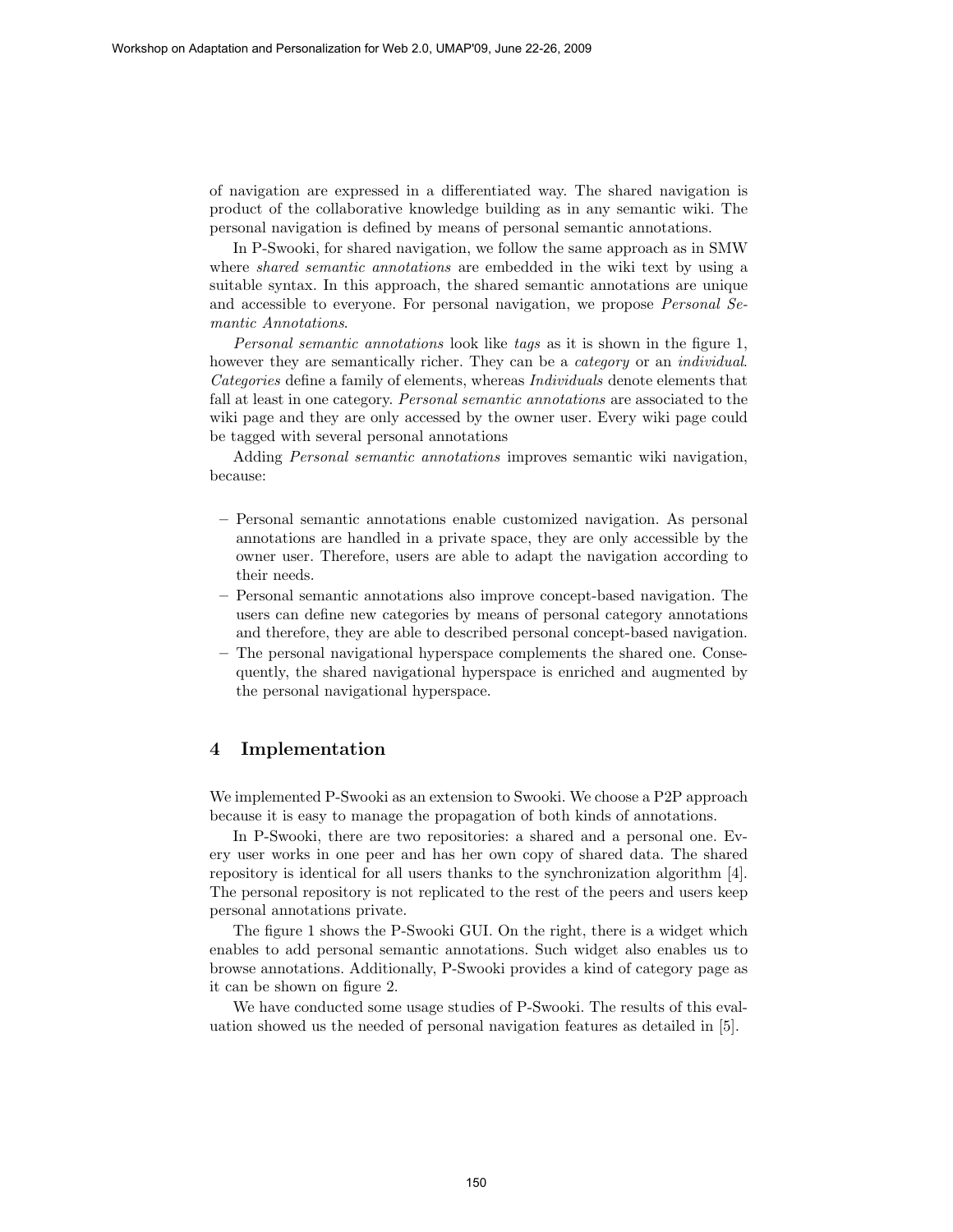of navigation are expressed in a differentiated way. The shared navigation is product of the collaborative knowledge building as in any semantic wiki. The personal navigation is defined by means of personal semantic annotations.

In P-Swooki, for shared navigation, we follow the same approach as in SMW where *shared semantic annotations* are embedded in the wiki text by using a suitable syntax. In this approach, the shared semantic annotations are unique and accessible to everyone. For personal navigation, we propose *Personal Semantic Annotations*.

*Personal semantic annotations* look like *tags* as it is shown in the figure 1, however they are semantically richer. They can be a *category* or an *individual*. *Categories* define a family of elements, whereas *Individuals* denote elements that fall at least in one category. *Personal semantic annotations* are associated to the wiki page and they are only accessed by the owner user. Every wiki page could be tagged with several personal annotations

Adding *Personal semantic annotations* improves semantic wiki navigation, because:

- Personal semantic annotations enable customized navigation. As personal annotations are handled in a private space, they are only accessible by the owner user. Therefore, users are able to adapt the navigation according to their needs.
- Personal semantic annotations also improve concept-based navigation. The users can define new categories by means of personal category annotations and therefore, they are able to described personal concept-based navigation.
- The personal navigational hyperspace complements the shared one. Consequently, the shared navigational hyperspace is enriched and augmented by the personal navigational hyperspace.

## 4 Implementation

We implemented P-Swooki as an extension to Swooki. We choose a P2P approach because it is easy to manage the propagation of both kinds of annotations.

In P-Swooki, there are two repositories: a shared and a personal one. Every user works in one peer and has her own copy of shared data. The shared repository is identical for all users thanks to the synchronization algorithm [4]. The personal repository is not replicated to the rest of the peers and users keep personal annotations private.

The figure 1 shows the P-Swooki GUI. On the right, there is a widget which enables to add personal semantic annotations. Such widget also enables us to browse annotations. Additionally, P-Swooki provides a kind of category page as it can be shown on figure 2.

We have conducted some usage studies of P-Swooki. The results of this evaluation showed us the needed of personal navigation features as detailed in [5].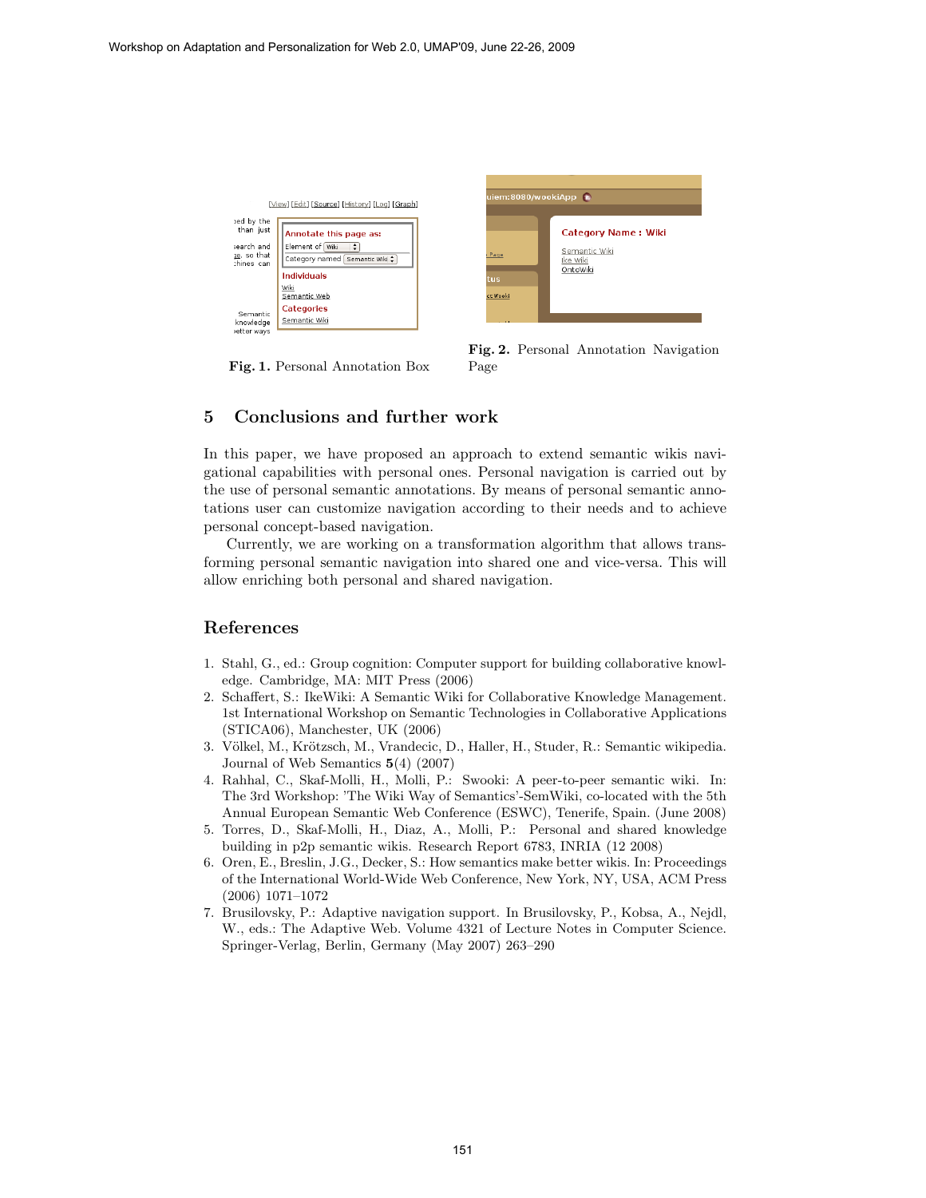Fig. 1. Personal Annotation Box

Fig. 2. Personal Annotation Navigation Page

## 5 Conclusions and further work

In this paper, we have proposed an approach to extend semantic wikis navigational capabilities with personal ones. Personal navigation is carried out by the use of personal semantic annotations. By means of personal semantic annotations user can customize navigation according to their needs and to achieve personal concept-based navigation.

Currently, we are working on a transformation algorithm that allows transforming personal semantic navigation into shared one and vice-versa. This will allow enriching both personal and shared navigation.

## References

1. Stahl, G., ed.: Group cognition: Computer support for building collaborative knowledge. Cambridge, MA: MIT Press (2006)
2. Schaffert, S.: IkeWiki: A Semantic Wiki for Collaborative Knowledge Management. 1st International Workshop on Semantic Technologies in Collaborative Applications (STICA06), Manchester, UK (2006)
3. Völkel, M., Krötzsch, M., Vrandecic, D., Haller, H., Studer, R.: Semantic wikipedia. Journal of Web Semantics **5**(4) (2007)
4. Rahhal, C., Skaf-Molli, H., Molli, P.: Swooki: A peer-to-peer semantic wiki. In: The 3rd Workshop: 'The Wiki Way of Semantics'-SemWiki, co-located with the 5th Annual European Semantic Web Conference (ESWC), Tenerife, Spain. (June 2008)
5. Torres, D., Skaf-Molli, H., Diaz, A., Molli, P.: Personal and shared knowledge building in p2p semantic wikis. Research Report 6783, INRIA (12 2008)
6. Oren, E., Breslin, J.G., Decker, S.: How semantics make better wikis. In: Proceedings of the International World-Wide Web Conference, New York, NY, USA, ACM Press (2006) 1071–1072
7. Brusilovsky, P.: Adaptive navigation support. In Brusilovsky, P., Kobsa, A., Nejdl, W., eds.: The Adaptive Web. Volume 4321 of Lecture Notes in Computer Science. Springer-Verlag, Berlin, Germany (May 2007) 263–290